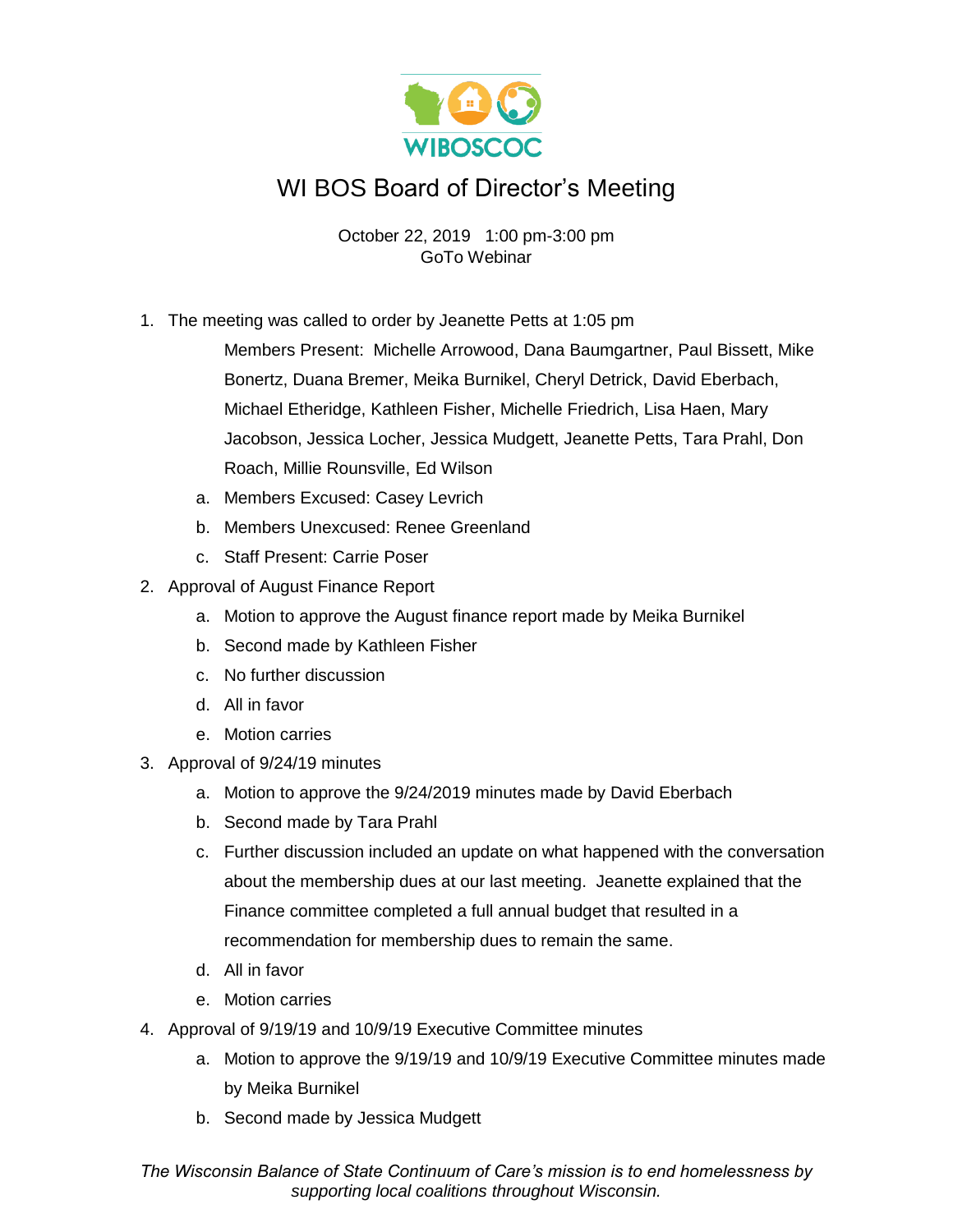WIBOSCOC

# WI BOS Board of Director's Meeting

October 22, 2019 1:00 pm-3:00 pm
GoTo Webinar

1. The meeting was called to order by Jeanette Petts at 1:05 pm

   Members Present: Michelle Arrowood, Dana Baumgartner, Paul Bissett, Mike Bonertz, Duana Bremer, Meika Burnikel, Cheryl Detrick, David Eberbach, Michael Etheridge, Kathleen Fisher, Michelle Friedrich, Lisa Haen, Mary Jacobson, Jessica Locher, Jessica Mudgett, Jeanette Petts, Tara Prahl, Don Roach, Millie Rounsville, Ed Wilson

   a. Members Excused: Casey Levrich
   b. Members Unexcused: Renee Greenland
   c. Staff Present: Carrie Poser

2. Approval of August Finance Report
   a. Motion to approve the August finance report made by Meika Burnikel
   b. Second made by Kathleen Fisher
   c. No further discussion
   d. All in favor
   e. Motion carries

3. Approval of 9/24/19 minutes
   a. Motion to approve the 9/24/2019 minutes made by David Eberbach
   b. Second made by Tara Prahl
   c. Further discussion included an update on what happened with the conversation about the membership dues at our last meeting. Jeanette explained that the Finance committee completed a full annual budget that resulted in a recommendation for membership dues to remain the same.
   d. All in favor
   e. Motion carries

4. Approval of 9/19/19 and 10/9/19 Executive Committee minutes
   a. Motion to approve the 9/19/19 and 10/9/19 Executive Committee minutes made by Meika Burnikel
   b. Second made by Jessica Mudgett

*The Wisconsin Balance of State Continuum of Care's mission is to end homelessness by supporting local coalitions throughout Wisconsin.*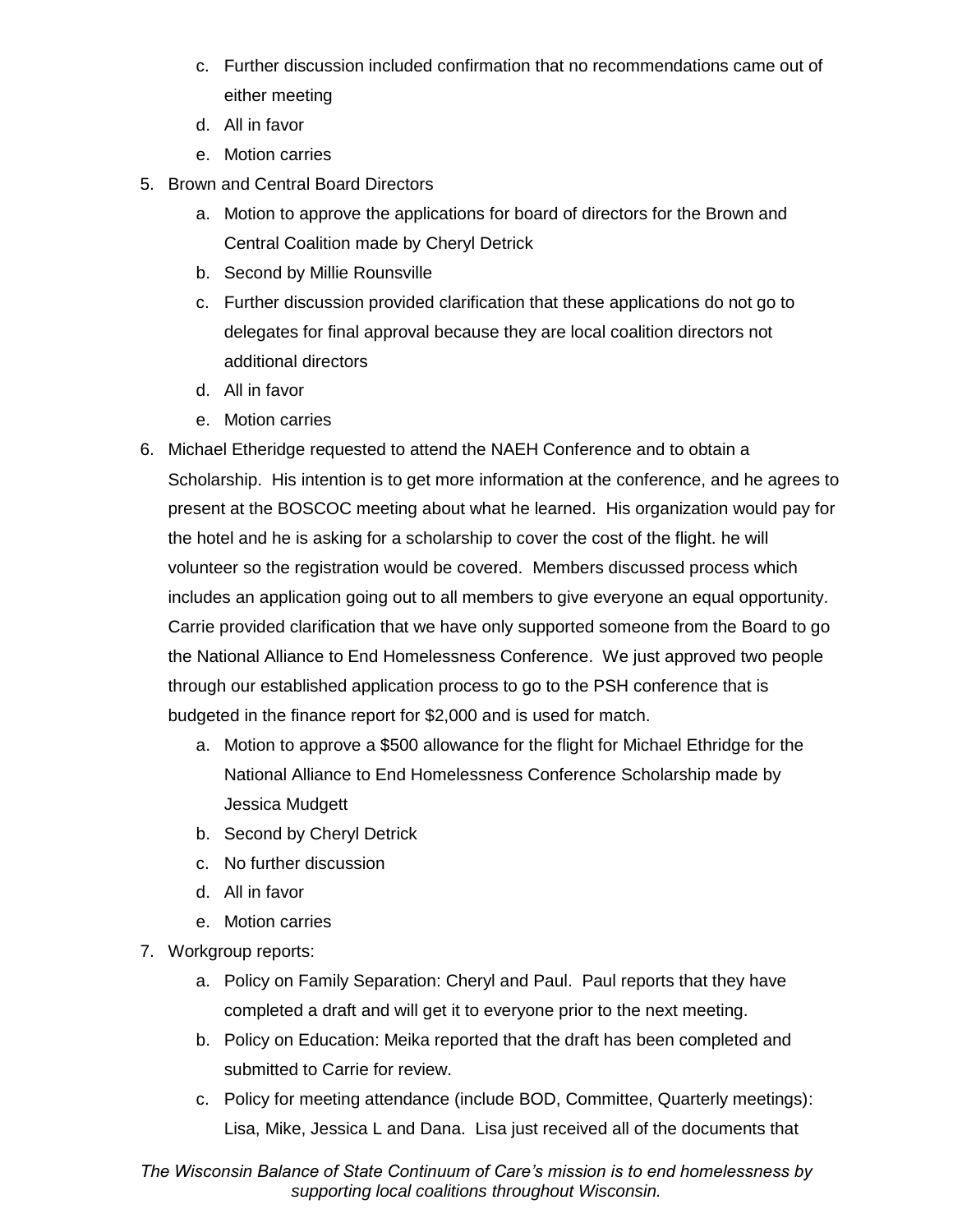c. Further discussion included confirmation that no recommendations came out of either meeting
   d. All in favor
   e. Motion carries

5. Brown and Central Board Directors
   a. Motion to approve the applications for board of directors for the Brown and Central Coalition made by Cheryl Detrick
   b. Second by Millie Rounsville
   c. Further discussion provided clarification that these applications do not go to delegates for final approval because they are local coalition directors not additional directors
   d. All in favor
   e. Motion carries

6. Michael Etheridge requested to attend the NAEH Conference and to obtain a Scholarship. His intention is to get more information at the conference, and he agrees to present at the BOSCOC meeting about what he learned. His organization would pay for the hotel and he is asking for a scholarship to cover the cost of the flight. he will volunteer so the registration would be covered. Members discussed process which includes an application going out to all members to give everyone an equal opportunity. Carrie provided clarification that we have only supported someone from the Board to go the National Alliance to End Homelessness Conference. We just approved two people through our established application process to go to the PSH conference that is budgeted in the finance report for $2,000 and is used for match.
   a. Motion to approve a $500 allowance for the flight for Michael Ethridge for the National Alliance to End Homelessness Conference Scholarship made by Jessica Mudgett
   b. Second by Cheryl Detrick
   c. No further discussion
   d. All in favor
   e. Motion carries

7. Workgroup reports:
   a. Policy on Family Separation: Cheryl and Paul. Paul reports that they have completed a draft and will get it to everyone prior to the next meeting.
   b. Policy on Education: Meika reported that the draft has been completed and submitted to Carrie for review.
   c. Policy for meeting attendance (include BOD, Committee, Quarterly meetings): Lisa, Mike, Jessica L and Dana. Lisa just received all of the documents that

*The Wisconsin Balance of State Continuum of Care's mission is to end homelessness by supporting local coalitions throughout Wisconsin.*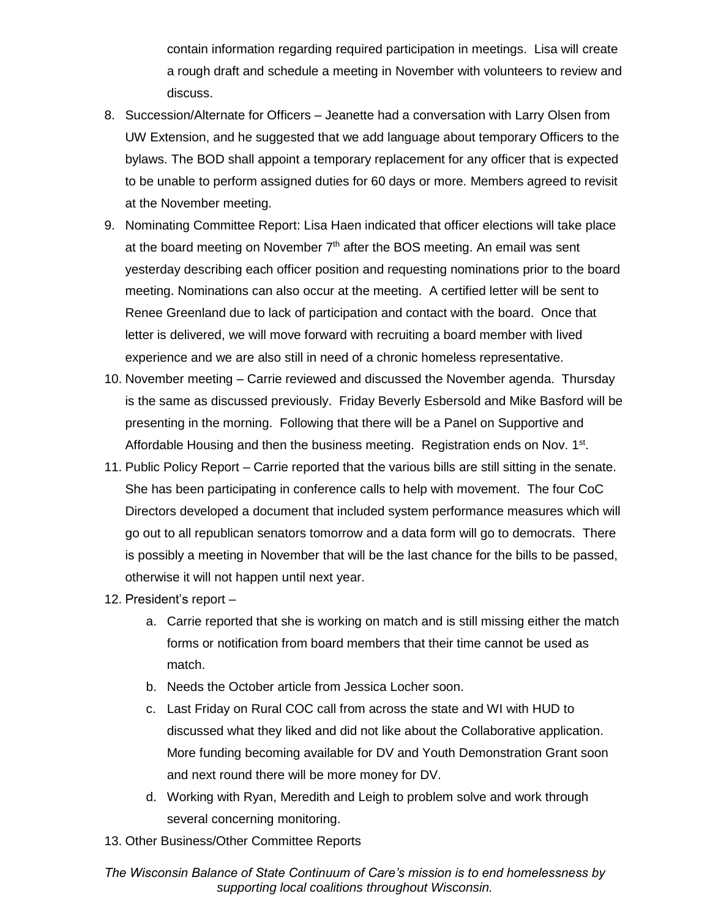contain information regarding required participation in meetings. Lisa will create a rough draft and schedule a meeting in November with volunteers to review and discuss.

8. Succession/Alternate for Officers – Jeanette had a conversation with Larry Olsen from UW Extension, and he suggested that we add language about temporary Officers to the bylaws. The BOD shall appoint a temporary replacement for any officer that is expected to be unable to perform assigned duties for 60 days or more. Members agreed to revisit at the November meeting.
9. Nominating Committee Report: Lisa Haen indicated that officer elections will take place at the board meeting on November 7th after the BOS meeting. An email was sent yesterday describing each officer position and requesting nominations prior to the board meeting. Nominations can also occur at the meeting. A certified letter will be sent to Renee Greenland due to lack of participation and contact with the board. Once that letter is delivered, we will move forward with recruiting a board member with lived experience and we are also still in need of a chronic homeless representative.
10. November meeting – Carrie reviewed and discussed the November agenda. Thursday is the same as discussed previously. Friday Beverly Esbersold and Mike Basford will be presenting in the morning. Following that there will be a Panel on Supportive and Affordable Housing and then the business meeting. Registration ends on Nov. 1st.
11. Public Policy Report – Carrie reported that the various bills are still sitting in the senate. She has been participating in conference calls to help with movement. The four CoC Directors developed a document that included system performance measures which will go out to all republican senators tomorrow and a data form will go to democrats. There is possibly a meeting in November that will be the last chance for the bills to be passed, otherwise it will not happen until next year.
12. President's report –
    a. Carrie reported that she is working on match and is still missing either the match forms or notification from board members that their time cannot be used as match.
    b. Needs the October article from Jessica Locher soon.
    c. Last Friday on Rural COC call from across the state and WI with HUD to discussed what they liked and did not like about the Collaborative application. More funding becoming available for DV and Youth Demonstration Grant soon and next round there will be more money for DV.
    d. Working with Ryan, Meredith and Leigh to problem solve and work through several concerning monitoring.
13. Other Business/Other Committee Reports

*The Wisconsin Balance of State Continuum of Care's mission is to end homelessness by supporting local coalitions throughout Wisconsin.*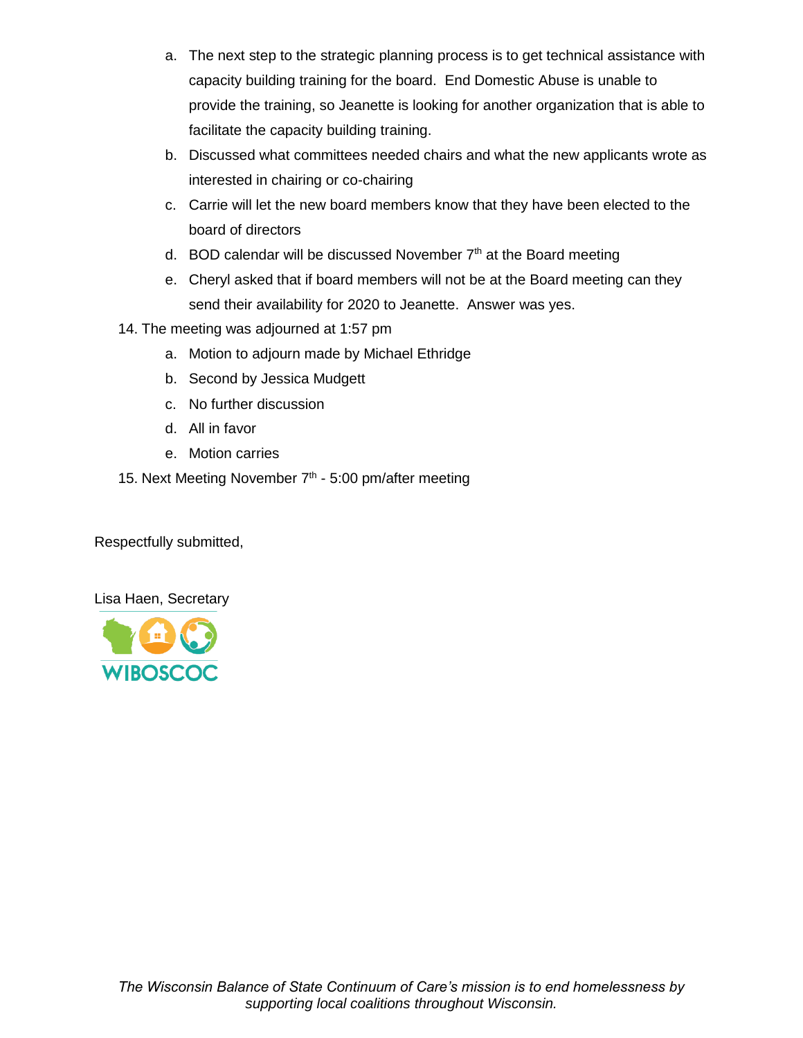a. The next step to the strategic planning process is to get technical assistance with capacity building training for the board. End Domestic Abuse is unable to provide the training, so Jeanette is looking for another organization that is able to facilitate the capacity building training.
b. Discussed what committees needed chairs and what the new applicants wrote as interested in chairing or co-chairing
c. Carrie will let the new board members know that they have been elected to the board of directors
d. BOD calendar will be discussed November 7th at the Board meeting
e. Cheryl asked that if board members will not be at the Board meeting can they send their availability for 2020 to Jeanette. Answer was yes.

14. The meeting was adjourned at 1:57 pm
    a. Motion to adjourn made by Michael Ethridge
    b. Second by Jessica Mudgett
    c. No further discussion
    d. All in favor
    e. Motion carries
15. Next Meeting November 7th - 5:00 pm/after meeting

Respectfully submitted,

Lisa Haen, Secretary

WIBOSCOC

*The Wisconsin Balance of State Continuum of Care's mission is to end homelessness by supporting local coalitions throughout Wisconsin.*